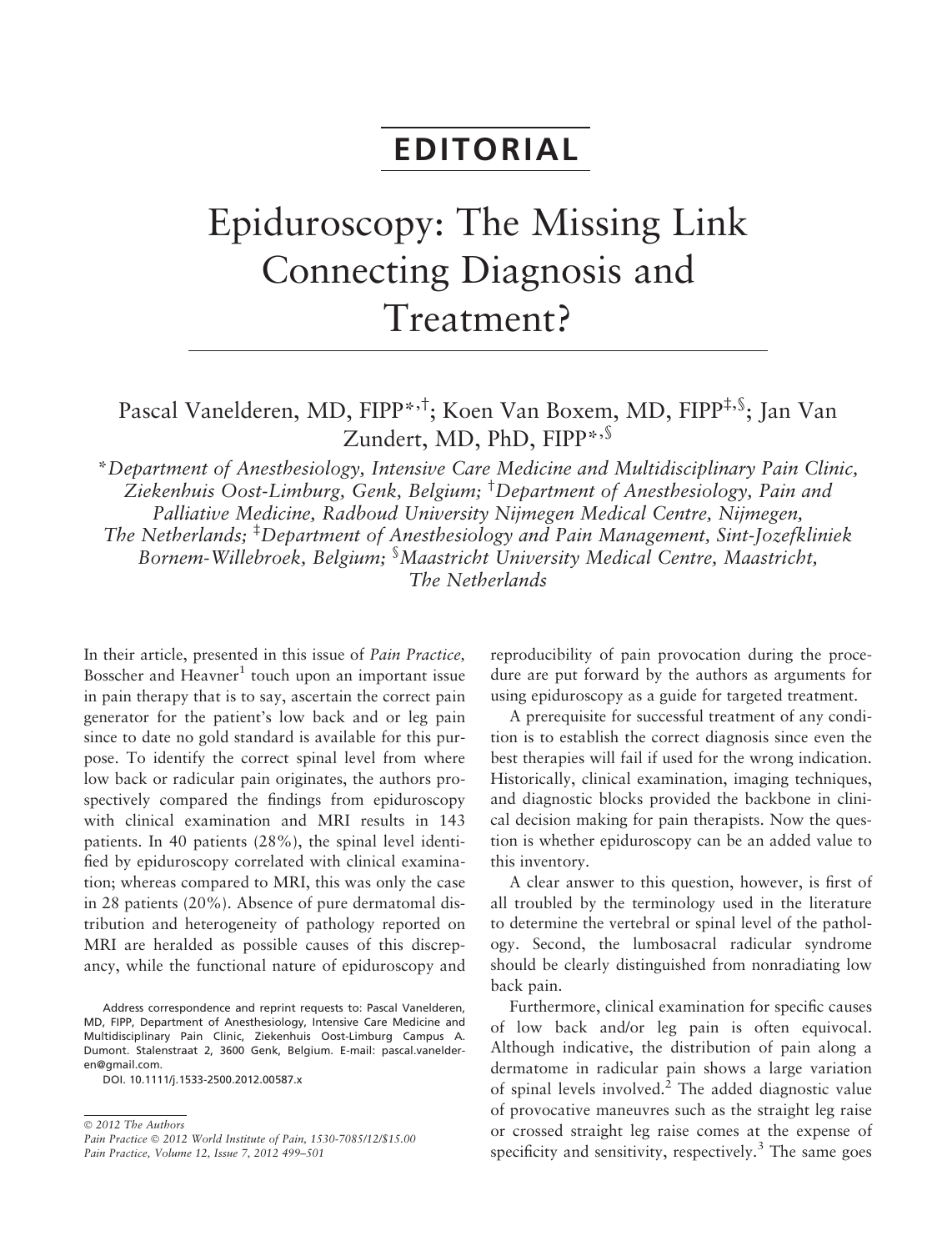# EDITORIAL

# Epiduroscopy: The Missing Link Connecting Diagnosis and Treatment?

Pascal Vanelderen, MD, FIPP[*,†]; Koen Van Boxem, MD, FIPP[‡,§]; Jan Van Zundert, MD, PhD, FIPP[*,§]

[*]*Department of Anesthesiology, Intensive Care Medicine and Multidisciplinary Pain Clinic, Ziekenhuis Oost-Limburg, Genk, Belgium;* [†]*Department of Anesthesiology, Pain and Palliative Medicine, Radboud University Nijmegen Medical Centre, Nijmegen, The Netherlands;* [‡]*Department of Anesthesiology and Pain Management, Sint-Jozefkliniek Bornem-Willebroek, Belgium;* [§]*Maastricht University Medical Centre, Maastricht, The Netherlands*

In their article, presented in this issue of *Pain Practice,* Bosscher and Heavner[1] touch upon an important issue in pain therapy that is to say, ascertain the correct pain generator for the patient's low back and or leg pain since to date no gold standard is available for this purpose. To identify the correct spinal level from where low back or radicular pain originates, the authors prospectively compared the findings from epiduroscopy with clinical examination and MRI results in 143 patients. In 40 patients (28%), the spinal level identified by epiduroscopy correlated with clinical examination; whereas compared to MRI, this was only the case in 28 patients (20%). Absence of pure dermatomal distribution and heterogeneity of pathology reported on MRI are heralded as possible causes of this discrepancy, while the functional nature of epiduroscopy and reproducibility of pain provocation during the procedure are put forward by the authors as arguments for using epiduroscopy as a guide for targeted treatment.

A prerequisite for successful treatment of any condition is to establish the correct diagnosis since even the best therapies will fail if used for the wrong indication. Historically, clinical examination, imaging techniques, and diagnostic blocks provided the backbone in clinical decision making for pain therapists. Now the question is whether epiduroscopy can be an added value to this inventory.

A clear answer to this question, however, is first of all troubled by the terminology used in the literature to determine the vertebral or spinal level of the pathology. Second, the lumbosacral radicular syndrome should be clearly distinguished from nonradiating low back pain.

Furthermore, clinical examination for specific causes of low back and/or leg pain is often equivocal. Although indicative, the distribution of pain along a dermatome in radicular pain shows a large variation of spinal levels involved.[2] The added diagnostic value of provocative maneuvres such as the straight leg raise or crossed straight leg raise comes at the expense of specificity and sensitivity, respectively.[3] The same goes

Address correspondence and reprint requests to: Pascal Vanelderen, MD, FIPP, Department of Anesthesiology, Intensive Care Medicine and Multidisciplinary Pain Clinic, Ziekenhuis Oost-Limburg Campus A. Dumont. Stalenstraat 2, 3600 Genk, Belgium. E-mail: pascal.vanelderen@gmail.com.

DOI. 10.1111/j.1533-2500.2012.00587.x

© 2012 The Authors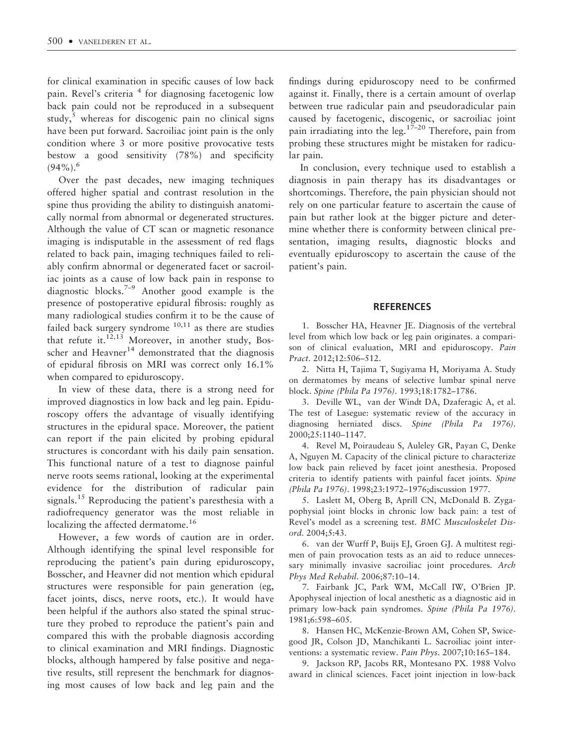for clinical examination in specific causes of low back pain. Revel's criteria [4] for diagnosing facetogenic low back pain could not be reproduced in a subsequent study,[5] whereas for discogenic pain no clinical signs have been put forward. Sacroiliac joint pain is the only condition where 3 or more positive provocative tests bestow a good sensitivity (78%) and specificity (94%).[6]

Over the past decades, new imaging techniques offered higher spatial and contrast resolution in the spine thus providing the ability to distinguish anatomically normal from abnormal or degenerated structures. Although the value of CT scan or magnetic resonance imaging is indisputable in the assessment of red flags related to back pain, imaging techniques failed to reliably confirm abnormal or degenerated facet or sacroiliac joints as a cause of low back pain in response to diagnostic blocks.[7–9] Another good example is the presence of postoperative epidural fibrosis: roughly as many radiological studies confirm it to be the cause of failed back surgery syndrome [10,11] as there are studies that refute it.[12,13] Moreover, in another study, Bosscher and Heavner[14] demonstrated that the diagnosis of epidural fibrosis on MRI was correct only 16.1% when compared to epiduroscopy.

In view of these data, there is a strong need for improved diagnostics in low back and leg pain. Epiduroscopy offers the advantage of visually identifying structures in the epidural space. Moreover, the patient can report if the pain elicited by probing epidural structures is concordant with his daily pain sensation. This functional nature of a test to diagnose painful nerve roots seems rational, looking at the experimental evidence for the distribution of radicular pain signals.[15] Reproducing the patient's paresthesia with a radiofrequency generator was the most reliable in localizing the affected dermatome.[16]

However, a few words of caution are in order. Although identifying the spinal level responsible for reproducing the patient's pain during epiduroscopy, Bosscher, and Heavner did not mention which epidural structures were responsible for pain generation (eg, facet joints, discs, nerve roots, etc.). It would have been helpful if the authors also stated the spinal structure they probed to reproduce the patient's pain and compared this with the probable diagnosis according to clinical examination and MRI findings. Diagnostic blocks, although hampered by false positive and negative results, still represent the benchmark for diagnosing most causes of low back and leg pain and the findings during epiduroscopy need to be confirmed against it. Finally, there is a certain amount of overlap between true radicular pain and pseudoradicular pain caused by facetogenic, discogenic, or sacroiliac joint pain irradiating into the leg.[17–20] Therefore, pain from probing these structures might be mistaken for radicular pain.

In conclusion, every technique used to establish a diagnosis in pain therapy has its disadvantages or shortcomings. Therefore, the pain physician should not rely on one particular feature to ascertain the cause of pain but rather look at the bigger picture and determine whether there is conformity between clinical presentation, imaging results, diagnostic blocks and eventually epiduroscopy to ascertain the cause of the patient's pain.

## REFERENCES

1. Bosscher HA, Heavner JE. Diagnosis of the vertebral level from which low back or leg pain originates. a comparison of clinical evaluation, MRI and epiduroscopy. *Pain Pract*. 2012;12:506–512.

2. Nitta H, Tajima T, Sugiyama H, Moriyama A. Study on dermatomes by means of selective lumbar spinal nerve block. *Spine (Phila Pa 1976)*. 1993;18:1782–1786.

3. Deville WL, van der Windt DA, Dzaferagic A, et al. The test of Lasegue: systematic review of the accuracy in diagnosing herniated discs. *Spine (Phila Pa 1976)*. 2000;25:1140–1147.

4. Revel M, Poiraudeau S, Auleley GR, Payan C, Denke A, Nguyen M. Capacity of the clinical picture to characterize low back pain relieved by facet joint anesthesia. Proposed criteria to identify patients with painful facet joints. *Spine (Phila Pa 1976)*. 1998;23:1972–1976;discussion 1977.

5. Laslett M, Oberg B, Aprill CN, McDonald B. Zygapophysial joint blocks in chronic low back pain: a test of Revel's model as a screening test. *BMC Musculoskelet Disord*. 2004;5:43.

6. van der Wurff P, Buijs EJ, Groen GJ. A multitest regimen of pain provocation tests as an aid to reduce unnecessary minimally invasive sacroiliac joint procedures. *Arch Phys Med Rehabil*. 2006;87:10–14.

7. Fairbank JC, Park WM, McCall IW, O'Brien JP. Apophyseal injection of local anesthetic as a diagnostic aid in primary low-back pain syndromes. *Spine (Phila Pa 1976)*. 1981;6:598–605.

8. Hansen HC, McKenzie-Brown AM, Cohen SP, Swicegood JR, Colson JD, Manchikanti L. Sacroiliac joint interventions: a systematic review. *Pain Phys*. 2007;10:165–184.

9. Jackson RP, Jacobs RR, Montesano PX. 1988 Volvo award in clinical sciences. Facet joint injection in low-back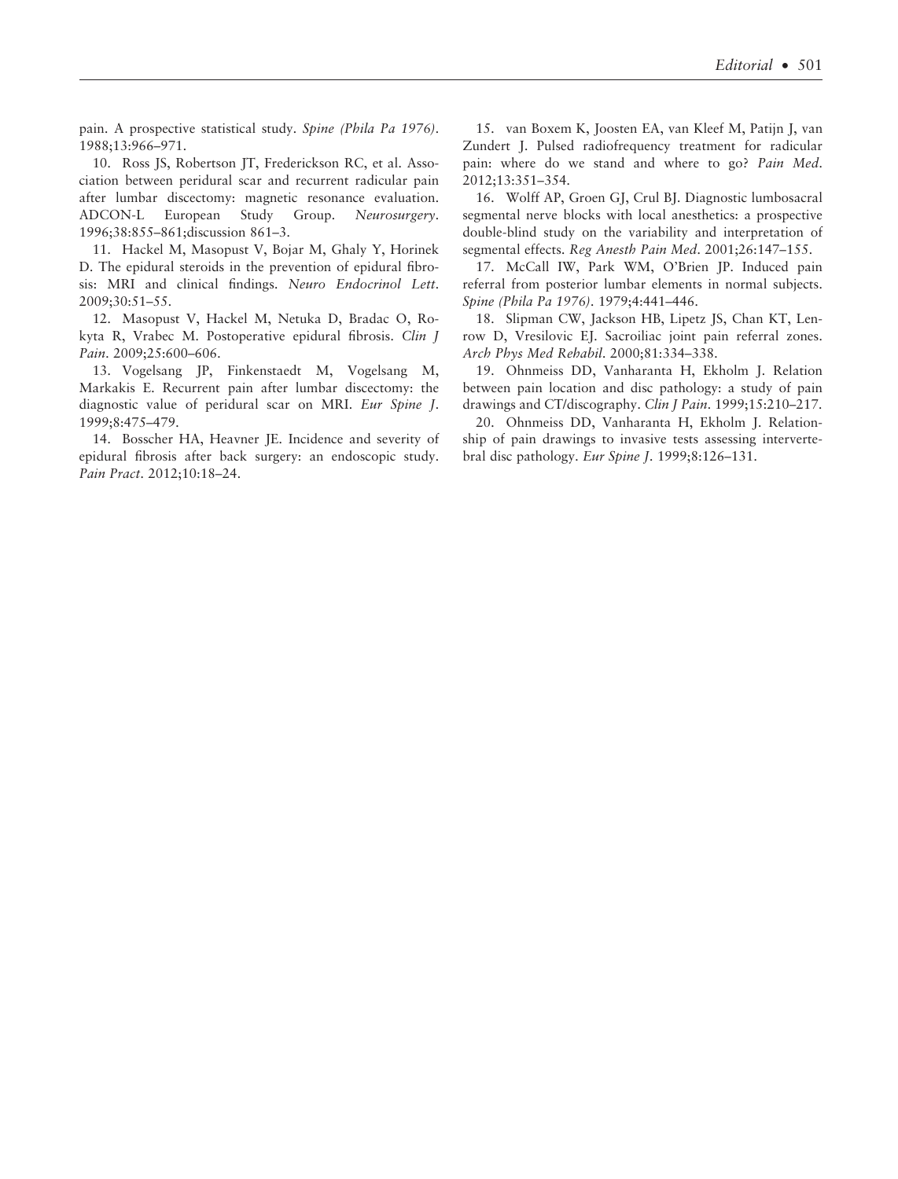pain. A prospective statistical study. *Spine (Phila Pa 1976)*. 1988;13:966–971.

10. Ross JS, Robertson JT, Frederickson RC, et al. Association between peridural scar and recurrent radicular pain after lumbar discectomy: magnetic resonance evaluation. ADCON-L European Study Group. *Neurosurgery*. 1996;38:855–861;discussion 861–3.

11. Hackel M, Masopust V, Bojar M, Ghaly Y, Horinek D. The epidural steroids in the prevention of epidural fibrosis: MRI and clinical findings. *Neuro Endocrinol Lett*. 2009;30:51–55.

12. Masopust V, Hackel M, Netuka D, Bradac O, Rokyta R, Vrabec M. Postoperative epidural fibrosis. *Clin J Pain*. 2009;25:600–606.

13. Vogelsang JP, Finkenstaedt M, Vogelsang M, Markakis E. Recurrent pain after lumbar discectomy: the diagnostic value of peridural scar on MRI. *Eur Spine J*. 1999;8:475–479.

14. Bosscher HA, Heavner JE. Incidence and severity of epidural fibrosis after back surgery: an endoscopic study. *Pain Pract*. 2012;10:18–24.

15. van Boxem K, Joosten EA, van Kleef M, Patijn J, van Zundert J. Pulsed radiofrequency treatment for radicular pain: where do we stand and where to go? *Pain Med*. 2012;13:351–354.

16. Wolff AP, Groen GJ, Crul BJ. Diagnostic lumbosacral segmental nerve blocks with local anesthetics: a prospective double-blind study on the variability and interpretation of segmental effects. *Reg Anesth Pain Med*. 2001;26:147–155.

17. McCall IW, Park WM, O'Brien JP. Induced pain referral from posterior lumbar elements in normal subjects. *Spine (Phila Pa 1976)*. 1979;4:441–446.

18. Slipman CW, Jackson HB, Lipetz JS, Chan KT, Lenrow D, Vresilovic EJ. Sacroiliac joint pain referral zones. *Arch Phys Med Rehabil*. 2000;81:334–338.

19. Ohnmeiss DD, Vanharanta H, Ekholm J. Relation between pain location and disc pathology: a study of pain drawings and CT/discography. *Clin J Pain*. 1999;15:210–217.

20. Ohnmeiss DD, Vanharanta H, Ekholm J. Relationship of pain drawings to invasive tests assessing intervertebral disc pathology. *Eur Spine J*. 1999;8:126–131.